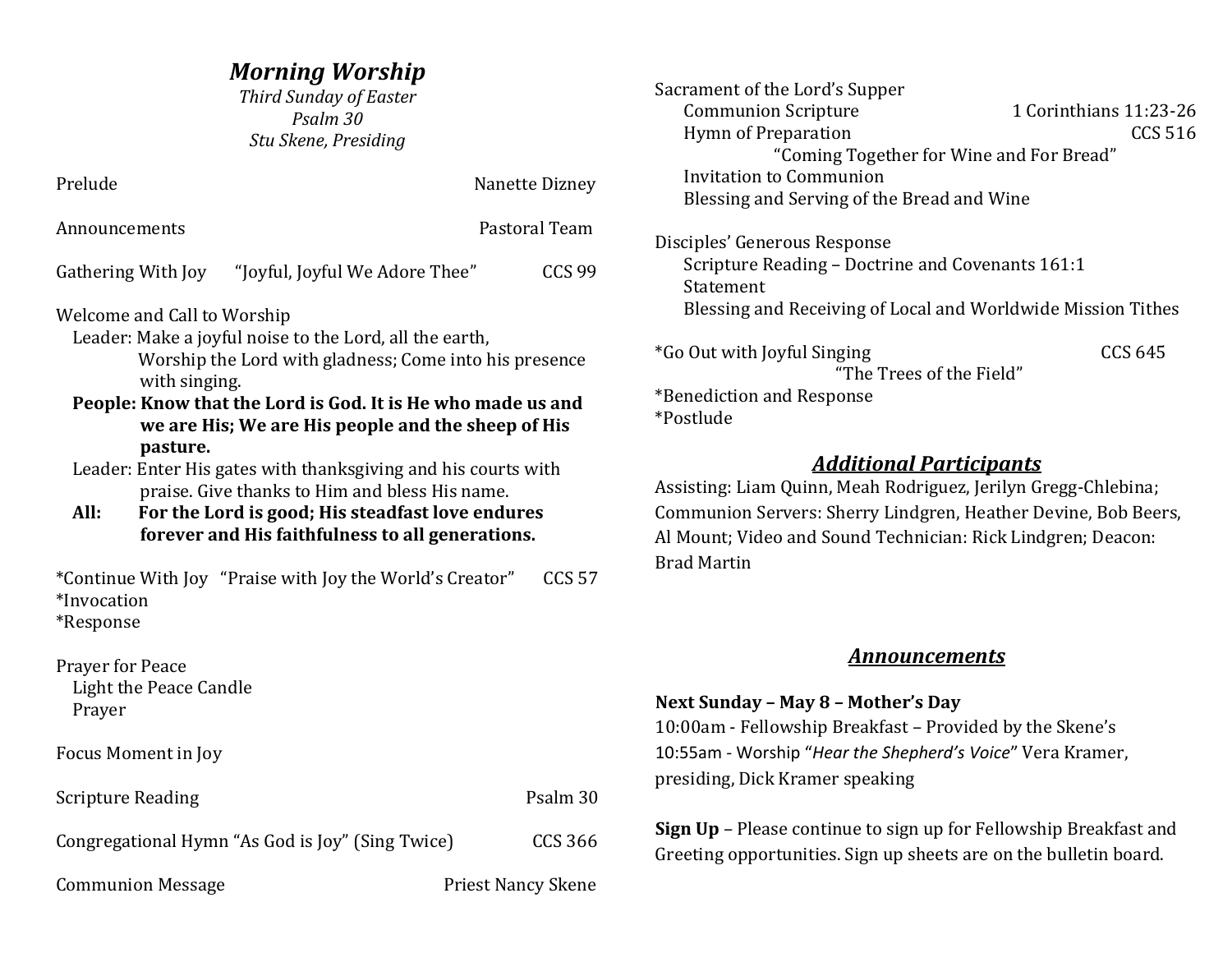# *Morning Worship*

*Third Sunday of Easter*
*Psalm 30*
*Stu Skene, Presiding*

Prelude — Nanette Dizney

Announcements — Pastoral Team

Gathering With Joy — "Joyful, Joyful We Adore Thee" — CCS 99

Welcome and Call to Worship

Leader: Make a joyful noise to the Lord, all the earth, Worship the Lord with gladness; Come into his presence with singing.

**People: Know that the Lord is God. It is He who made us and we are His; We are His people and the sheep of His pasture.**

Leader: Enter His gates with thanksgiving and his courts with praise. Give thanks to Him and bless His name.

**All: For the Lord is good; His steadfast love endures forever and His faithfulness to all generations.**

*Continue With Joy — "Praise with Joy the World's Creator" — CCS 57
*Invocation
*Response

Prayer for Peace
- Light the Peace Candle
- Prayer

Focus Moment in Joy

Scripture Reading — Psalm 30

Congregational Hymn "As God is Joy" (Sing Twice) — CCS 366

Communion Message — Priest Nancy Skene

Sacrament of the Lord's Supper
- Communion Scripture — 1 Corinthians 11:23-26
- Hymn of Preparation — CCS 516 "Coming Together for Wine and For Bread"
- Invitation to Communion
- Blessing and Serving of the Bread and Wine

Disciples' Generous Response
- Scripture Reading – Doctrine and Covenants 161:1
- Statement
- Blessing and Receiving of Local and Worldwide Mission Tithes

*Go Out with Joyful Singing — CCS 645 "The Trees of the Field"
*Benediction and Response
*Postlude

## ***Additional Participants***

Assisting: Liam Quinn, Meah Rodriguez, Jerilyn Gregg-Chlebina; Communion Servers: Sherry Lindgren, Heather Devine, Bob Beers, Al Mount; Video and Sound Technician: Rick Lindgren; Deacon: Brad Martin

## ***Announcements***

**Next Sunday – May 8 – Mother's Day**
10:00am - Fellowship Breakfast – Provided by the Skene's
10:55am - Worship "*Hear the Shepherd's Voice*" Vera Kramer, presiding, Dick Kramer speaking

**Sign Up** – Please continue to sign up for Fellowship Breakfast and Greeting opportunities. Sign up sheets are on the bulletin board.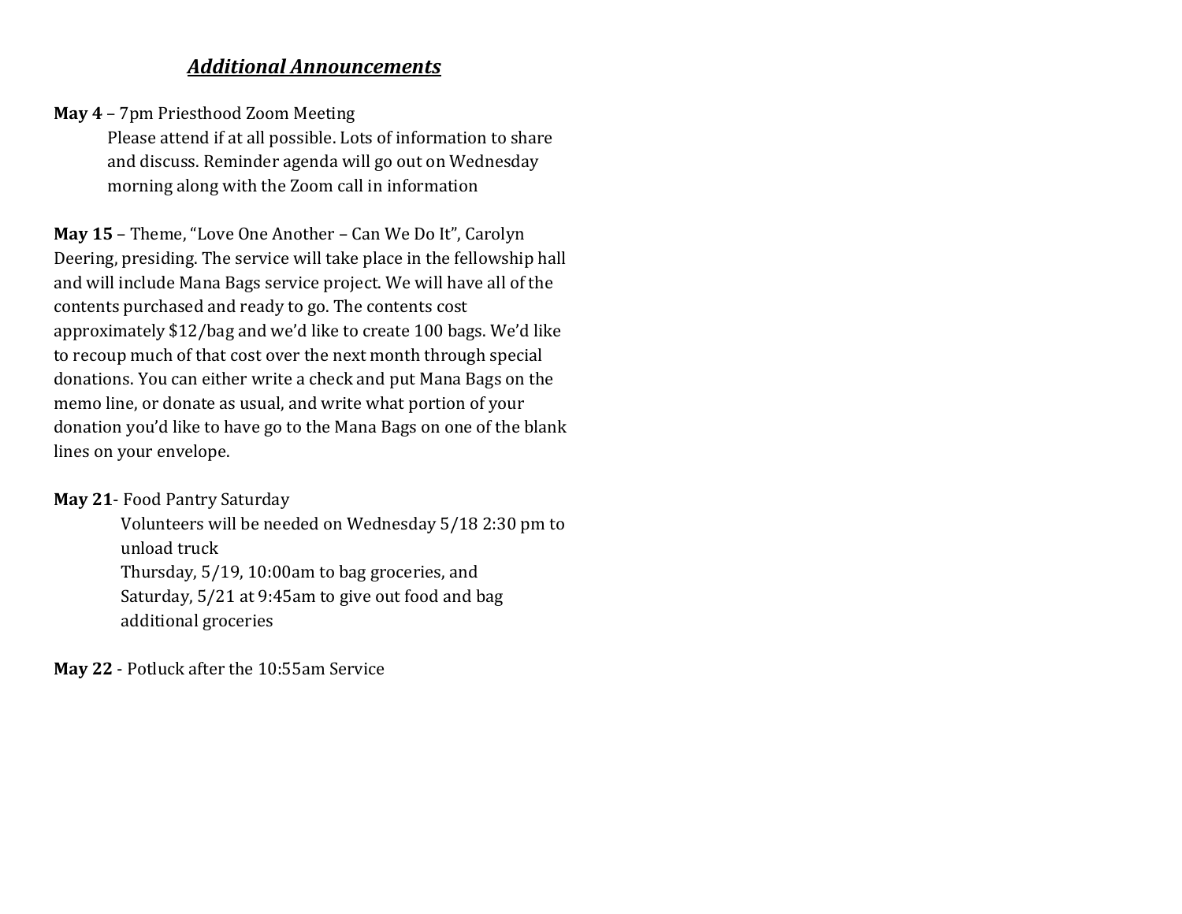## ***Additional Announcements***

**May 4** – 7pm Priesthood Zoom Meeting
Please attend if at all possible. Lots of information to share and discuss. Reminder agenda will go out on Wednesday morning along with the Zoom call in information

**May 15** – Theme, "Love One Another – Can We Do It", Carolyn Deering, presiding. The service will take place in the fellowship hall and will include Mana Bags service project. We will have all of the contents purchased and ready to go. The contents cost approximately $12/bag and we'd like to create 100 bags. We'd like to recoup much of that cost over the next month through special donations. You can either write a check and put Mana Bags on the memo line, or donate as usual, and write what portion of your donation you'd like to have go to the Mana Bags on one of the blank lines on your envelope.

**May 21**- Food Pantry Saturday
Volunteers will be needed on Wednesday 5/18 2:30 pm to unload truck
Thursday, 5/19, 10:00am to bag groceries, and
Saturday, 5/21 at 9:45am to give out food and bag additional groceries

**May 22** - Potluck after the 10:55am Service